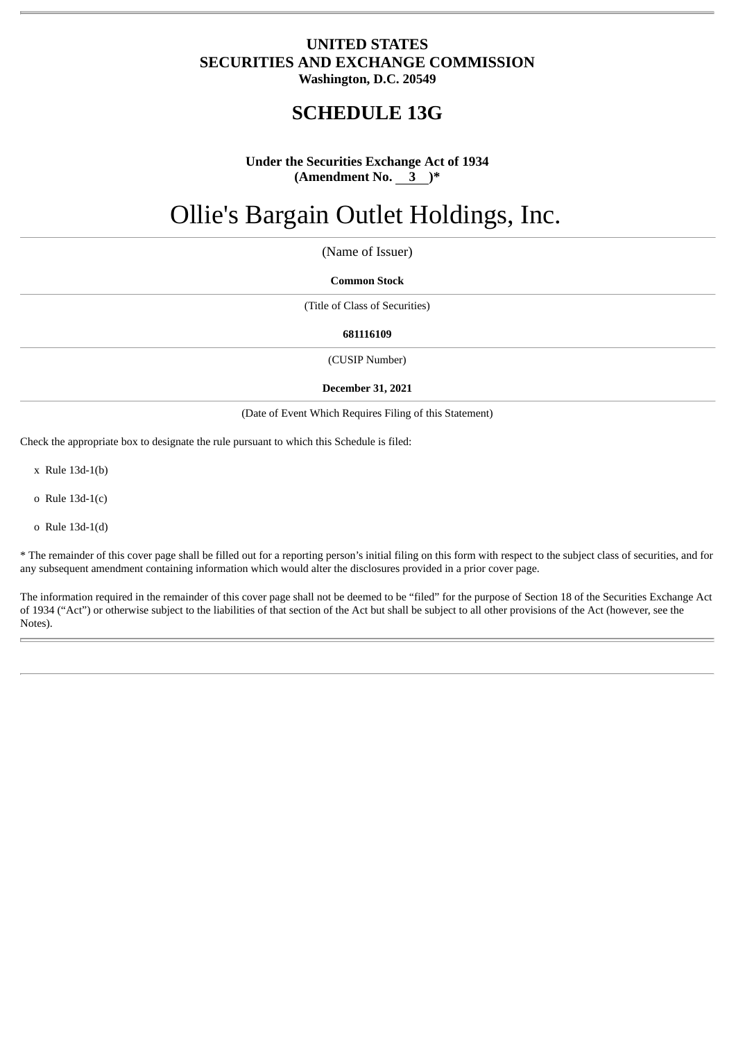**UNITED STATES**
**SECURITIES AND EXCHANGE COMMISSION**
**Washington, D.C. 20549**

# SCHEDULE 13G

**Under the Securities Exchange Act of 1934**
**(Amendment No. 3 )***

# Ollie's Bargain Outlet Holdings, Inc.

(Name of Issuer)

**Common Stock**

(Title of Class of Securities)

**681116109**

(CUSIP Number)

**December 31, 2021**

(Date of Event Which Requires Filing of this Statement)

Check the appropriate box to designate the rule pursuant to which this Schedule is filed:

x Rule 13d-1(b)

o Rule 13d-1(c)

o Rule 13d-1(d)

* The remainder of this cover page shall be filled out for a reporting person's initial filing on this form with respect to the subject class of securities, and for any subsequent amendment containing information which would alter the disclosures provided in a prior cover page.

The information required in the remainder of this cover page shall not be deemed to be "filed" for the purpose of Section 18 of the Securities Exchange Act of 1934 ("Act") or otherwise subject to the liabilities of that section of the Act but shall be subject to all other provisions of the Act (however, see the Notes).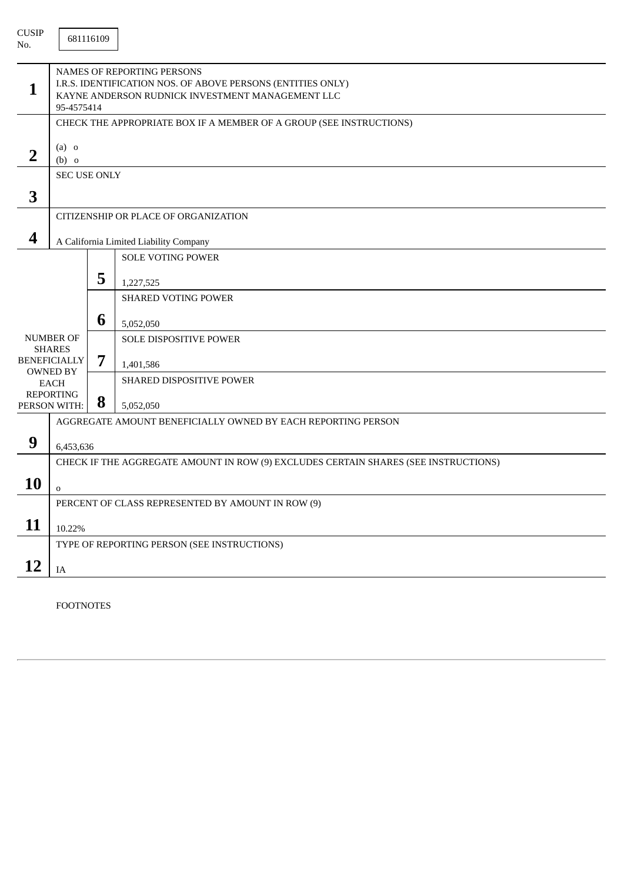CUSIP No. 681116109

| | | | |
|---|---|---|---|
| **1** | NAMES OF REPORTING PERSONS<br>I.R.S. IDENTIFICATION NOS. OF ABOVE PERSONS (ENTITIES ONLY)<br>KAYNE ANDERSON RUDNICK INVESTMENT MANAGEMENT LLC<br>95-4575414 | | |
| **2** | CHECK THE APPROPRIATE BOX IF A MEMBER OF A GROUP (SEE INSTRUCTIONS)<br><br>(a) o<br>(b) o | | |
| **3** | SEC USE ONLY | | |
| **4** | CITIZENSHIP OR PLACE OF ORGANIZATION<br><br>A California Limited Liability Company | | |
| NUMBER OF SHARES BENEFICIALLY OWNED BY EACH REPORTING PERSON WITH: | | **5** | SOLE VOTING POWER<br><br>1,227,525 |
| | | **6** | SHARED VOTING POWER<br><br>5,052,050 |
| | | **7** | SOLE DISPOSITIVE POWER<br><br>1,401,586 |
| | | **8** | SHARED DISPOSITIVE POWER<br><br>5,052,050 |
| **9** | AGGREGATE AMOUNT BENEFICIALLY OWNED BY EACH REPORTING PERSON<br><br>6,453,636 | | |
| **10** | CHECK IF THE AGGREGATE AMOUNT IN ROW (9) EXCLUDES CERTAIN SHARES (SEE INSTRUCTIONS)<br><br>o | | |
| **11** | PERCENT OF CLASS REPRESENTED BY AMOUNT IN ROW (9)<br><br>10.22% | | |
| **12** | TYPE OF REPORTING PERSON (SEE INSTRUCTIONS)<br><br>IA | | |

FOOTNOTES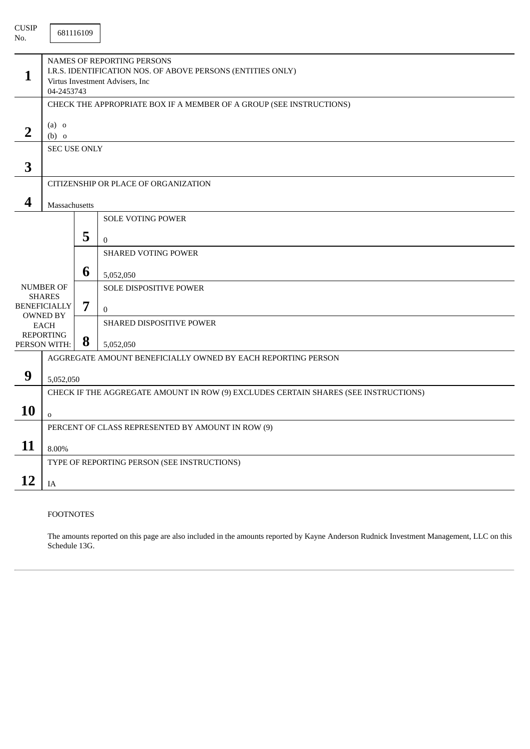CUSIP No. 681116109

| | | | |
|---|---|---|---|
| **1** | NAMES OF REPORTING PERSONS<br>I.R.S. IDENTIFICATION NOS. OF ABOVE PERSONS (ENTITIES ONLY)<br>Virtus Investment Advisers, Inc<br>04-2453743 | | |
| **2** | CHECK THE APPROPRIATE BOX IF A MEMBER OF A GROUP (SEE INSTRUCTIONS)<br><br>(a) o<br>(b) o | | |
| **3** | SEC USE ONLY | | |
| **4** | CITIZENSHIP OR PLACE OF ORGANIZATION<br><br>Massachusetts | | |
| NUMBER OF SHARES BENEFICIALLY OWNED BY EACH REPORTING PERSON WITH: | **5** | SOLE VOTING POWER<br><br>0 | |
| | **6** | SHARED VOTING POWER<br><br>5,052,050 | |
| | **7** | SOLE DISPOSITIVE POWER<br><br>0 | |
| | **8** | SHARED DISPOSITIVE POWER<br><br>5,052,050 | |
| **9** | AGGREGATE AMOUNT BENEFICIALLY OWNED BY EACH REPORTING PERSON<br><br>5,052,050 | | |
| **10** | CHECK IF THE AGGREGATE AMOUNT IN ROW (9) EXCLUDES CERTAIN SHARES (SEE INSTRUCTIONS)<br><br>o | | |
| **11** | PERCENT OF CLASS REPRESENTED BY AMOUNT IN ROW (9)<br><br>8.00% | | |
| **12** | TYPE OF REPORTING PERSON (SEE INSTRUCTIONS)<br><br>IA | | |

FOOTNOTES

The amounts reported on this page are also included in the amounts reported by Kayne Anderson Rudnick Investment Management, LLC on this Schedule 13G.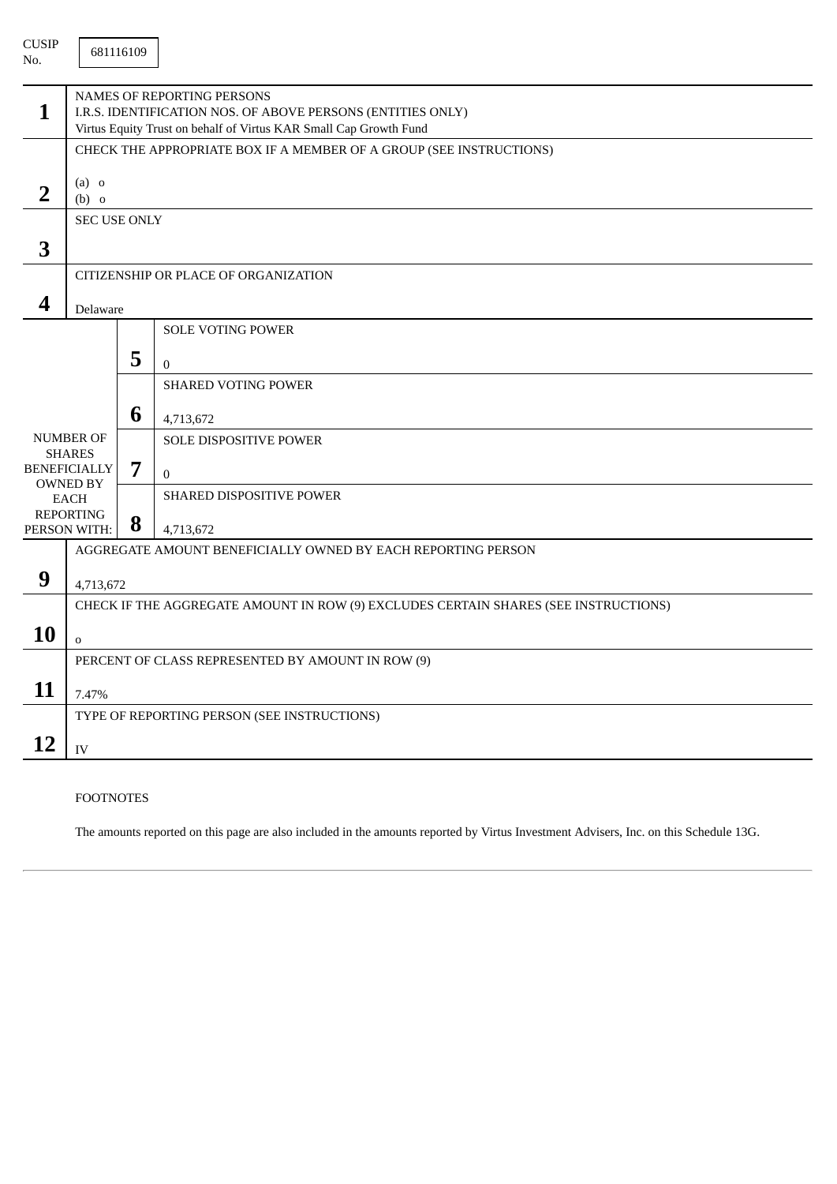CUSIP No. 681116109

| | | | |
|---|---|---|---|
| **1** | NAMES OF REPORTING PERSONS<br>I.R.S. IDENTIFICATION NOS. OF ABOVE PERSONS (ENTITIES ONLY)<br>Virtus Equity Trust on behalf of Virtus KAR Small Cap Growth Fund | | |
| **2** | CHECK THE APPROPRIATE BOX IF A MEMBER OF A GROUP (SEE INSTRUCTIONS)<br>(a) o<br>(b) o | | |
| **3** | SEC USE ONLY | | |
| **4** | CITIZENSHIP OR PLACE OF ORGANIZATION<br>Delaware | | |
| NUMBER OF SHARES BENEFICIALLY OWNED BY EACH REPORTING PERSON WITH: | **5** | SOLE VOTING POWER<br>0 | |
| | **6** | SHARED VOTING POWER<br>4,713,672 | |
| | **7** | SOLE DISPOSITIVE POWER<br>0 | |
| | **8** | SHARED DISPOSITIVE POWER<br>4,713,672 | |
| **9** | AGGREGATE AMOUNT BENEFICIALLY OWNED BY EACH REPORTING PERSON<br>4,713,672 | | |
| **10** | CHECK IF THE AGGREGATE AMOUNT IN ROW (9) EXCLUDES CERTAIN SHARES (SEE INSTRUCTIONS)<br>o | | |
| **11** | PERCENT OF CLASS REPRESENTED BY AMOUNT IN ROW (9)<br>7.47% | | |
| **12** | TYPE OF REPORTING PERSON (SEE INSTRUCTIONS)<br>IV | | |

FOOTNOTES

The amounts reported on this page are also included in the amounts reported by Virtus Investment Advisers, Inc. on this Schedule 13G.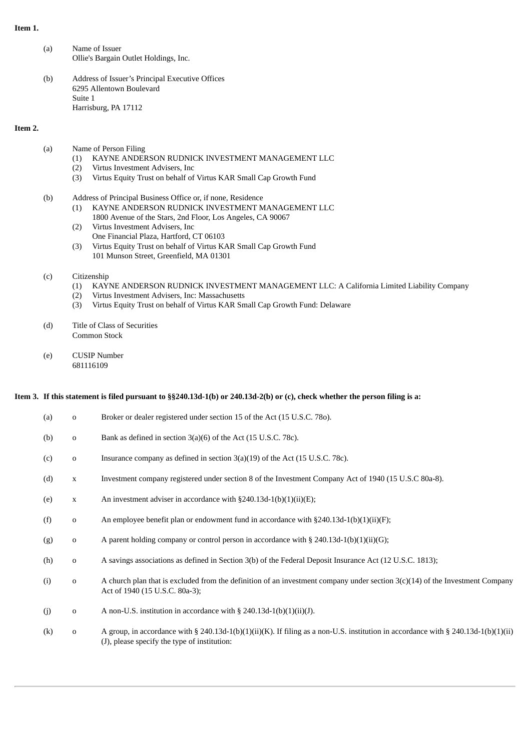**Item 1.**

(a) Name of Issuer
Ollie's Bargain Outlet Holdings, Inc.

(b) Address of Issuer's Principal Executive Offices
6295 Allentown Boulevard
Suite 1
Harrisburg, PA 17112

**Item 2.**

(a) Name of Person Filing
(1) KAYNE ANDERSON RUDNICK INVESTMENT MANAGEMENT LLC
(2) Virtus Investment Advisers, Inc
(3) Virtus Equity Trust on behalf of Virtus KAR Small Cap Growth Fund

(b) Address of Principal Business Office or, if none, Residence
(1) KAYNE ANDERSON RUDNICK INVESTMENT MANAGEMENT LLC
1800 Avenue of the Stars, 2nd Floor, Los Angeles, CA 90067
(2) Virtus Investment Advisers, Inc
One Financial Plaza, Hartford, CT 06103
(3) Virtus Equity Trust on behalf of Virtus KAR Small Cap Growth Fund
101 Munson Street, Greenfield, MA 01301

(c) Citizenship
(1) KAYNE ANDERSON RUDNICK INVESTMENT MANAGEMENT LLC: A California Limited Liability Company
(2) Virtus Investment Advisers, Inc: Massachusetts
(3) Virtus Equity Trust on behalf of Virtus KAR Small Cap Growth Fund: Delaware

(d) Title of Class of Securities
Common Stock

(e) CUSIP Number
681116109

**Item 3. If this statement is filed pursuant to §§240.13d-1(b) or 240.13d-2(b) or (c), check whether the person filing is a:**

(a) o Broker or dealer registered under section 15 of the Act (15 U.S.C. 78o).

(b) o Bank as defined in section 3(a)(6) of the Act (15 U.S.C. 78c).

(c) o Insurance company as defined in section 3(a)(19) of the Act (15 U.S.C. 78c).

(d) x Investment company registered under section 8 of the Investment Company Act of 1940 (15 U.S.C 80a-8).

(e) x An investment adviser in accordance with §240.13d-1(b)(1)(ii)(E);

(f) o An employee benefit plan or endowment fund in accordance with §240.13d-1(b)(1)(ii)(F);

(g) o A parent holding company or control person in accordance with § 240.13d-1(b)(1)(ii)(G);

(h) o A savings associations as defined in Section 3(b) of the Federal Deposit Insurance Act (12 U.S.C. 1813);

(i) o A church plan that is excluded from the definition of an investment company under section 3(c)(14) of the Investment Company Act of 1940 (15 U.S.C. 80a-3);

(j) o A non-U.S. institution in accordance with § 240.13d-1(b)(1)(ii)(J).

(k) o A group, in accordance with § 240.13d-1(b)(1)(ii)(K). If filing as a non-U.S. institution in accordance with § 240.13d-1(b)(1)(ii)(J), please specify the type of institution: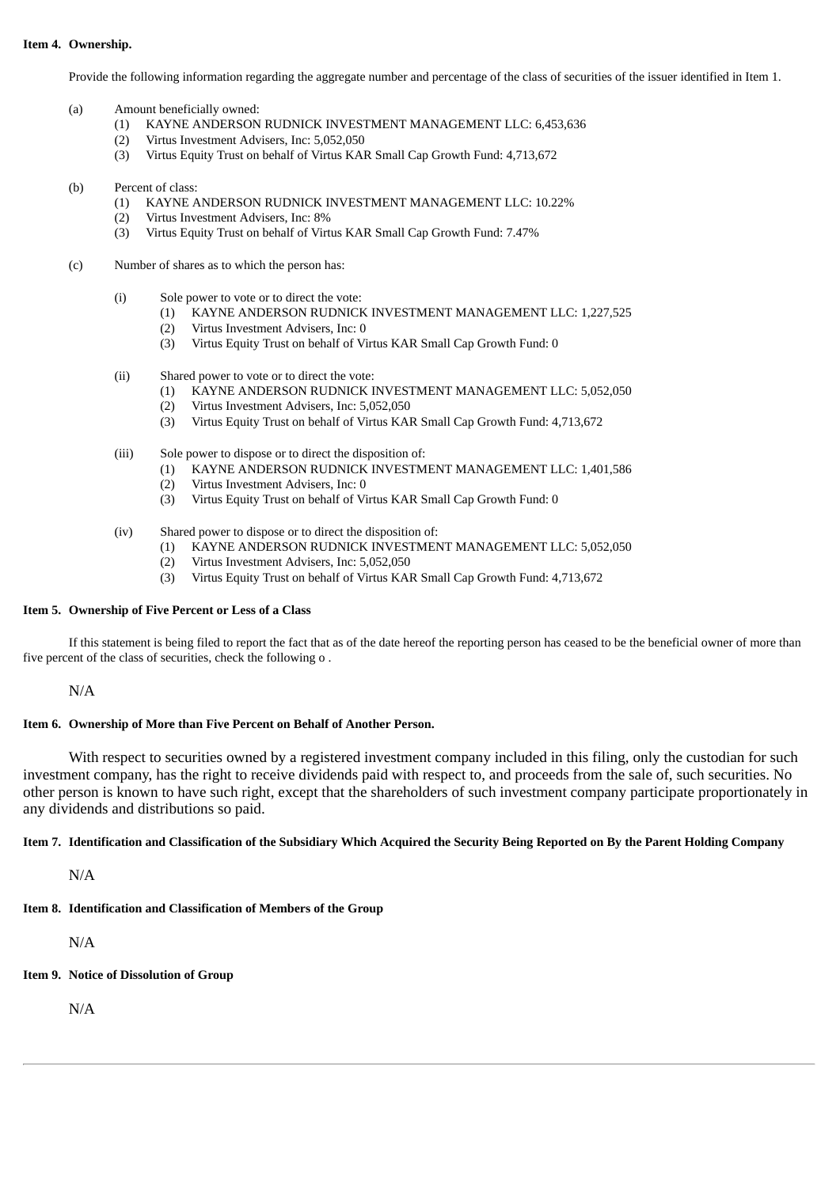**Item 4. Ownership.**

Provide the following information regarding the aggregate number and percentage of the class of securities of the issuer identified in Item 1.

(a) Amount beneficially owned:
  (1) KAYNE ANDERSON RUDNICK INVESTMENT MANAGEMENT LLC: 6,453,636
  (2) Virtus Investment Advisers, Inc: 5,052,050
  (3) Virtus Equity Trust on behalf of Virtus KAR Small Cap Growth Fund: 4,713,672

(b) Percent of class:
  (1) KAYNE ANDERSON RUDNICK INVESTMENT MANAGEMENT LLC: 10.22%
  (2) Virtus Investment Advisers, Inc: 8%
  (3) Virtus Equity Trust on behalf of Virtus KAR Small Cap Growth Fund: 7.47%

(c) Number of shares as to which the person has:

  (i) Sole power to vote or to direct the vote:
    (1) KAYNE ANDERSON RUDNICK INVESTMENT MANAGEMENT LLC: 1,227,525
    (2) Virtus Investment Advisers, Inc: 0
    (3) Virtus Equity Trust on behalf of Virtus KAR Small Cap Growth Fund: 0

  (ii) Shared power to vote or to direct the vote:
    (1) KAYNE ANDERSON RUDNICK INVESTMENT MANAGEMENT LLC: 5,052,050
    (2) Virtus Investment Advisers, Inc: 5,052,050
    (3) Virtus Equity Trust on behalf of Virtus KAR Small Cap Growth Fund: 4,713,672

  (iii) Sole power to dispose or to direct the disposition of:
    (1) KAYNE ANDERSON RUDNICK INVESTMENT MANAGEMENT LLC: 1,401,586
    (2) Virtus Investment Advisers, Inc: 0
    (3) Virtus Equity Trust on behalf of Virtus KAR Small Cap Growth Fund: 0

  (iv) Shared power to dispose or to direct the disposition of:
    (1) KAYNE ANDERSON RUDNICK INVESTMENT MANAGEMENT LLC: 5,052,050
    (2) Virtus Investment Advisers, Inc: 5,052,050
    (3) Virtus Equity Trust on behalf of Virtus KAR Small Cap Growth Fund: 4,713,672

**Item 5. Ownership of Five Percent or Less of a Class**

If this statement is being filed to report the fact that as of the date hereof the reporting person has ceased to be the beneficial owner of more than five percent of the class of securities, check the following o .

N/A

**Item 6. Ownership of More than Five Percent on Behalf of Another Person.**

With respect to securities owned by a registered investment company included in this filing, only the custodian for such investment company, has the right to receive dividends paid with respect to, and proceeds from the sale of, such securities. No other person is known to have such right, except that the shareholders of such investment company participate proportionately in any dividends and distributions so paid.

**Item 7. Identification and Classification of the Subsidiary Which Acquired the Security Being Reported on By the Parent Holding Company**

N/A

**Item 8. Identification and Classification of Members of the Group**

N/A

**Item 9. Notice of Dissolution of Group**

N/A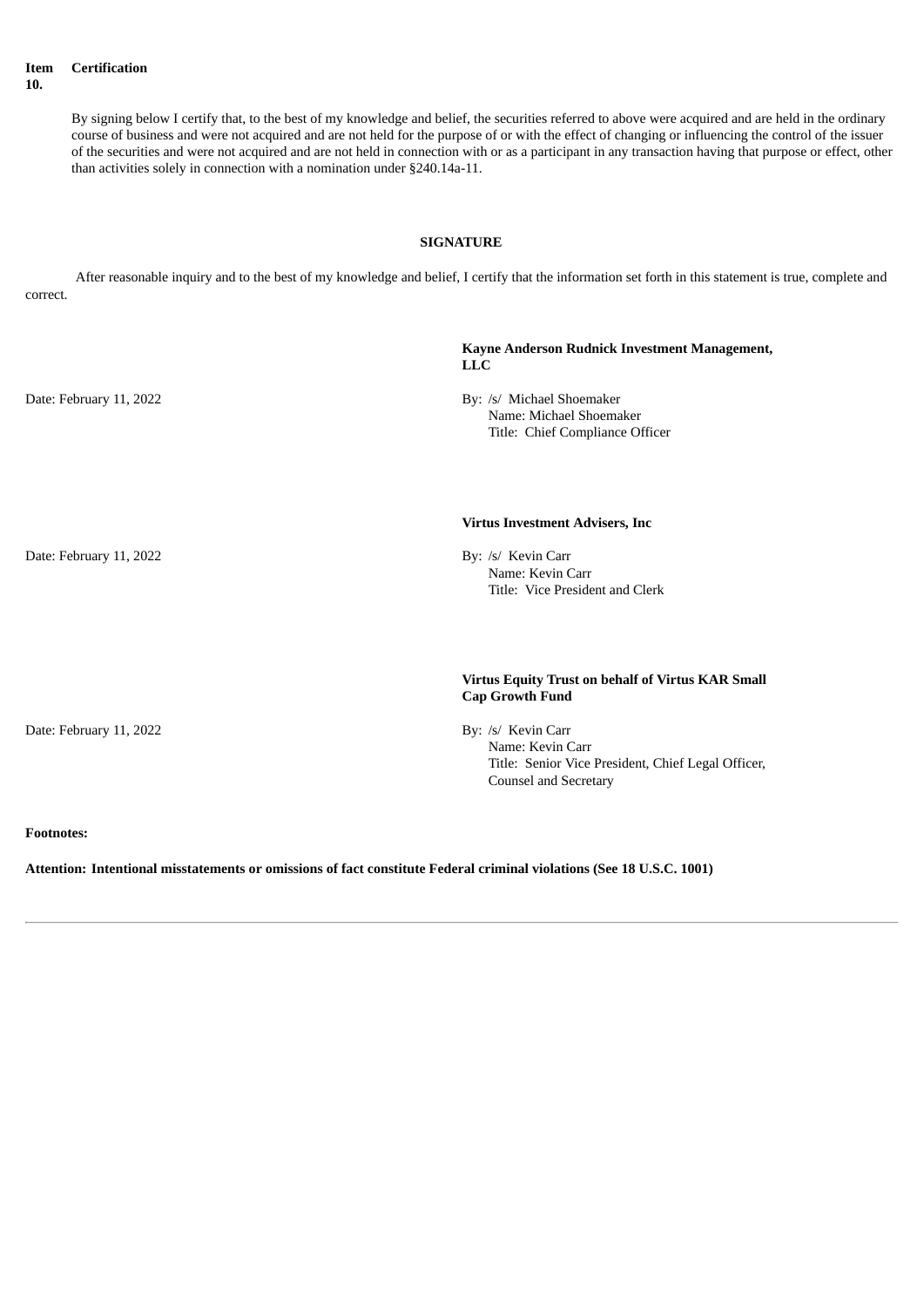**Item 10. Certification**

By signing below I certify that, to the best of my knowledge and belief, the securities referred to above were acquired and are held in the ordinary course of business and were not acquired and are not held for the purpose of or with the effect of changing or influencing the control of the issuer of the securities and were not acquired and are not held in connection with or as a participant in any transaction having that purpose or effect, other than activities solely in connection with a nomination under §240.14a-11.

**SIGNATURE**

After reasonable inquiry and to the best of my knowledge and belief, I certify that the information set forth in this statement is true, complete and correct.

**Kayne Anderson Rudnick Investment Management, LLC**

Date: February 11, 2022

By: /s/ Michael Shoemaker
Name: Michael Shoemaker
Title: Chief Compliance Officer

**Virtus Investment Advisers, Inc**

Date: February 11, 2022

By: /s/ Kevin Carr
Name: Kevin Carr
Title: Vice President and Clerk

**Virtus Equity Trust on behalf of Virtus KAR Small Cap Growth Fund**

Date: February 11, 2022

By: /s/ Kevin Carr
Name: Kevin Carr
Title: Senior Vice President, Chief Legal Officer, Counsel and Secretary

**Footnotes:**

**Attention: Intentional misstatements or omissions of fact constitute Federal criminal violations (See 18 U.S.C. 1001)**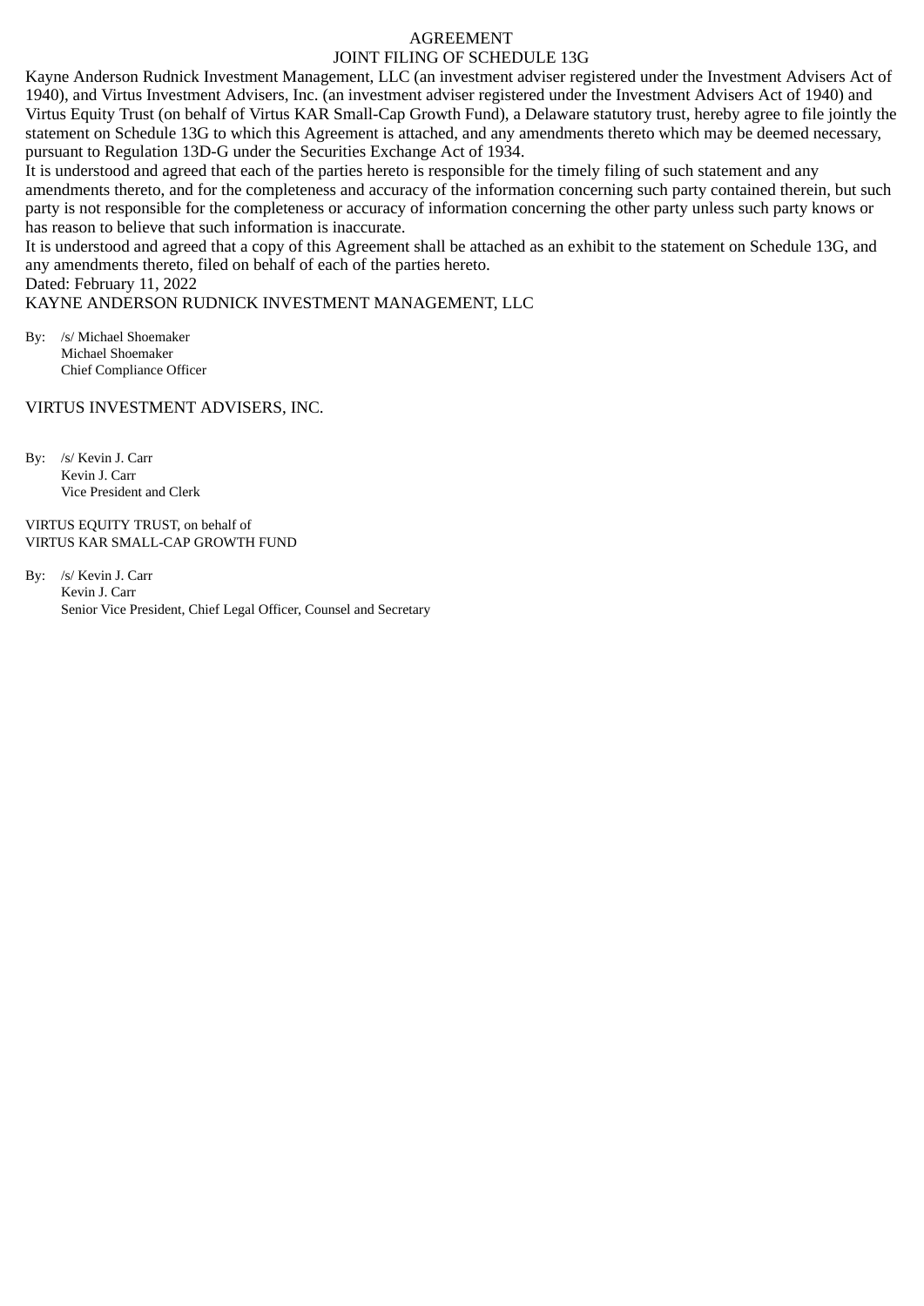AGREEMENT

JOINT FILING OF SCHEDULE 13G

Kayne Anderson Rudnick Investment Management, LLC (an investment adviser registered under the Investment Advisers Act of 1940), and Virtus Investment Advisers, Inc. (an investment adviser registered under the Investment Advisers Act of 1940) and Virtus Equity Trust (on behalf of Virtus KAR Small-Cap Growth Fund), a Delaware statutory trust, hereby agree to file jointly the statement on Schedule 13G to which this Agreement is attached, and any amendments thereto which may be deemed necessary, pursuant to Regulation 13D-G under the Securities Exchange Act of 1934.

It is understood and agreed that each of the parties hereto is responsible for the timely filing of such statement and any amendments thereto, and for the completeness and accuracy of the information concerning such party contained therein, but such party is not responsible for the completeness or accuracy of information concerning the other party unless such party knows or has reason to believe that such information is inaccurate.

It is understood and agreed that a copy of this Agreement shall be attached as an exhibit to the statement on Schedule 13G, and any amendments thereto, filed on behalf of each of the parties hereto.

Dated: February 11, 2022

KAYNE ANDERSON RUDNICK INVESTMENT MANAGEMENT, LLC

By: /s/ Michael Shoemaker
Michael Shoemaker
Chief Compliance Officer

VIRTUS INVESTMENT ADVISERS, INC.

By: /s/ Kevin J. Carr
Kevin J. Carr
Vice President and Clerk

VIRTUS EQUITY TRUST, on behalf of
VIRTUS KAR SMALL-CAP GROWTH FUND

By: /s/ Kevin J. Carr
Kevin J. Carr
Senior Vice President, Chief Legal Officer, Counsel and Secretary